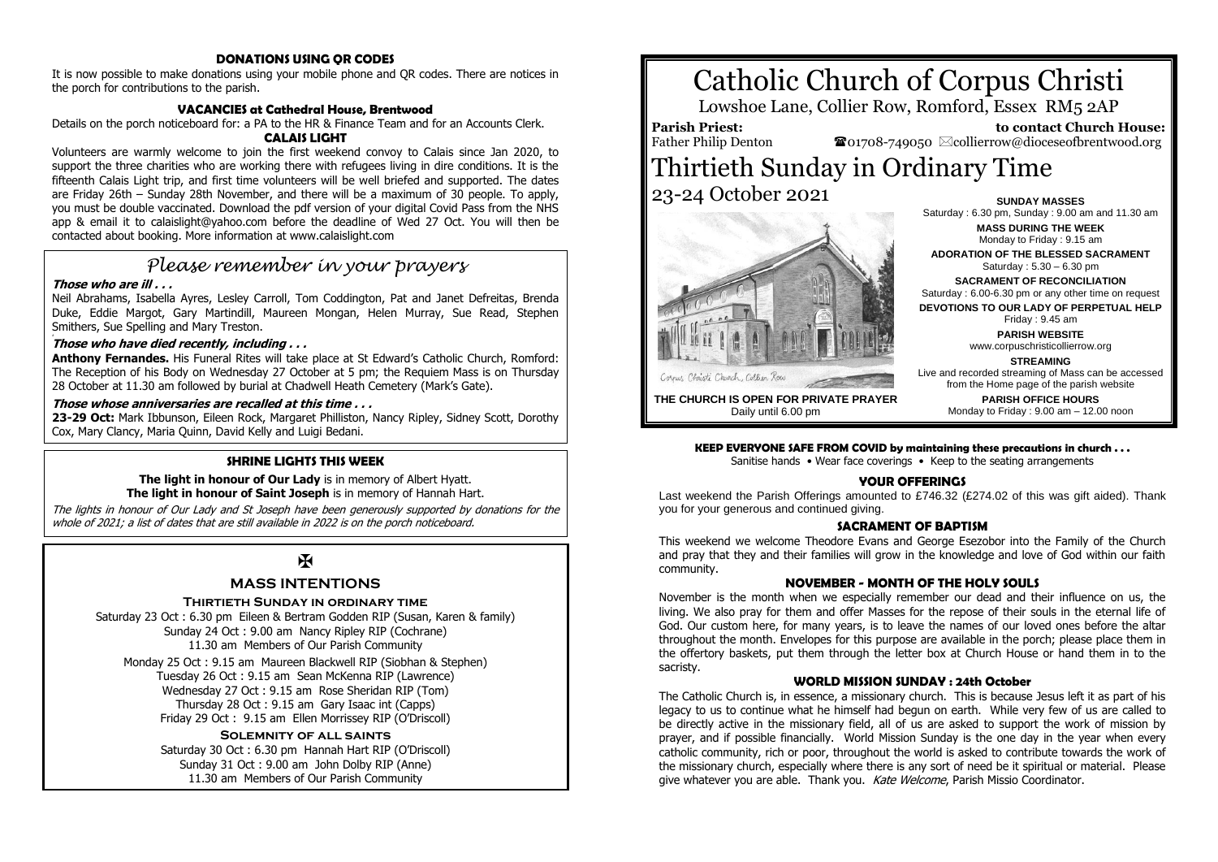### DONATIONS USING QR CODES

It is now possible to make donations using your mobile phone and QR codes. There are notices in the porch for contributions to the parish.

### VACANCIES at Cathedral House, Brentwood

Details on the porch noticeboard for: a PA to the HR & Finance Team and for an Accounts Clerk.

### CALAIS LIGHT

Volunteers are warmly welcome to join the first weekend convoy to Calais since Jan 2020, to support the three charities who are working there with refugees living in dire conditions. It is the fifteenth Calais Light trip, and first time volunteers will be well briefed and supported. The dates are Friday 26th – Sunday 28th November, and there will be a maximum of 30 people. To apply, you must be double vaccinated. Download the pdf version of your digital Covid Pass from the NHS app & email it to calaislight@yahoo.com before the deadline of Wed 27 Oct. You will then be contacted about booking. More information at www.calaislight.com

## *Please remember in your prayers*

***Those who are ill . . .***

Neil Abrahams, Isabella Ayres, Lesley Carroll, Tom Coddington, Pat and Janet Defreitas, Brenda Duke, Eddie Margot, Gary Martindill, Maureen Mongan, Helen Murray, Sue Read, Stephen Smithers, Sue Spelling and Mary Treston.

***Those who have died recently, including . . .***

**Anthony Fernandes.** His Funeral Rites will take place at St Edward's Catholic Church, Romford: The Reception of his Body on Wednesday 27 October at 5 pm; the Requiem Mass is on Thursday 28 October at 11.30 am followed by burial at Chadwell Heath Cemetery (Mark's Gate).

***Those whose anniversaries are recalled at this time . . .***

**23-29 Oct:** Mark Ibbunson, Eileen Rock, Margaret Philliston, Nancy Ripley, Sidney Scott, Dorothy Cox, Mary Clancy, Maria Quinn, David Kelly and Luigi Bedani.

### SHRINE LIGHTS THIS WEEK

**The light in honour of Our Lady** is in memory of Albert Hyatt.
**The light in honour of Saint Joseph** is in memory of Hannah Hart.

*The lights in honour of Our Lady and St Joseph have been generously supported by donations for the whole of 2021; a list of dates that are still available in 2022 is on the porch noticeboard.*

✠

### MASS INTENTIONS

**Thirtieth Sunday in ordinary time**

Saturday 23 Oct : 6.30 pm Eileen & Bertram Godden RIP (Susan, Karen & family)
Sunday 24 Oct : 9.00 am Nancy Ripley RIP (Cochrane)
11.30 am Members of Our Parish Community

Monday 25 Oct : 9.15 am Maureen Blackwell RIP (Siobhan & Stephen)
Tuesday 26 Oct : 9.15 am Sean McKenna RIP (Lawrence)
Wednesday 27 Oct : 9.15 am Rose Sheridan RIP (Tom)
Thursday 28 Oct : 9.15 am Gary Isaac int (Capps)
Friday 29 Oct : 9.15 am Ellen Morrissey RIP (O'Driscoll)

**Solemnity of all saints**

Saturday 30 Oct : 6.30 pm Hannah Hart RIP (O'Driscoll)
Sunday 31 Oct : 9.00 am John Dolby RIP (Anne)
11.30 am Members of Our Parish Community

# Catholic Church of Corpus Christi

Lowshoe Lane, Collier Row, Romford, Essex RM5 2AP

**Parish Priest:** Father Philip Denton

**to contact Church House:** ☎01708-749050 ✉collierrow@dioceseofbrentwood.org

# Thirtieth Sunday in Ordinary Time

## 23-24 October 2021

Corpus Christi Church, Collier Row

**THE CHURCH IS OPEN FOR PRIVATE PRAYER**
Daily until 6.00 pm

**SUNDAY MASSES**
Saturday : 6.30 pm, Sunday : 9.00 am and 11.30 am

**MASS DURING THE WEEK**
Monday to Friday : 9.15 am

**ADORATION OF THE BLESSED SACRAMENT**
Saturday : 5.30 – 6.30 pm

**SACRAMENT OF RECONCILIATION**
Saturday : 6.00-6.30 pm or any other time on request

**DEVOTIONS TO OUR LADY OF PERPETUAL HELP**
Friday : 9.45 am

**PARISH WEBSITE**
www.corpuschristicollierrow.org

**STREAMING**
Live and recorded streaming of Mass can be accessed from the Home page of the parish website

**PARISH OFFICE HOURS**
Monday to Friday : 9.00 am – 12.00 noon

**KEEP EVERYONE SAFE FROM COVID by maintaining these precautions in church . . .**
Sanitise hands • Wear face coverings • Keep to the seating arrangements

### YOUR OFFERINGS

Last weekend the Parish Offerings amounted to £746.32 (£274.02 of this was gift aided). Thank you for your generous and continued giving.

### SACRAMENT OF BAPTISM

This weekend we welcome Theodore Evans and George Esezobor into the Family of the Church and pray that they and their families will grow in the knowledge and love of God within our faith community.

### NOVEMBER - MONTH OF THE HOLY SOULS

November is the month when we especially remember our dead and their influence on us, the living. We also pray for them and offer Masses for the repose of their souls in the eternal life of God. Our custom here, for many years, is to leave the names of our loved ones before the altar throughout the month. Envelopes for this purpose are available in the porch; please place them in the offertory baskets, put them through the letter box at Church House or hand them in to the sacristy.

### WORLD MISSION SUNDAY : 24th October

The Catholic Church is, in essence, a missionary church. This is because Jesus left it as part of his legacy to us to continue what he himself had begun on earth. While very few of us are called to be directly active in the missionary field, all of us are asked to support the work of mission by prayer, and if possible financially. World Mission Sunday is the one day in the year when every catholic community, rich or poor, throughout the world is asked to contribute towards the work of the missionary church, especially where there is any sort of need be it spiritual or material. Please give whatever you are able. Thank you. *Kate Welcome*, Parish Missio Coordinator.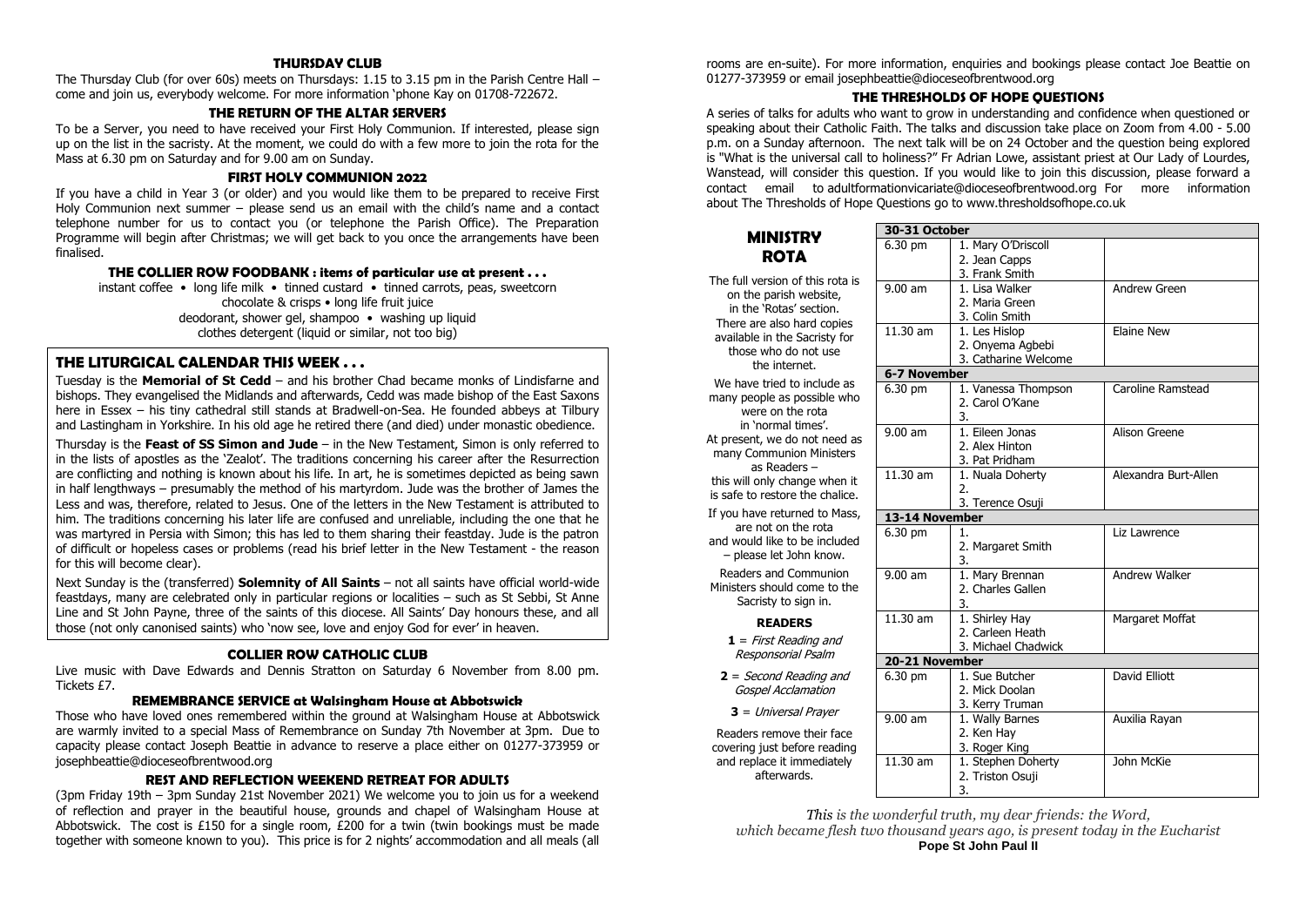### THURSDAY CLUB

The Thursday Club (for over 60s) meets on Thursdays: 1.15 to 3.15 pm in the Parish Centre Hall – come and join us, everybody welcome. For more information 'phone Kay on 01708-722672.

### THE RETURN OF THE ALTAR SERVERS

To be a Server, you need to have received your First Holy Communion. If interested, please sign up on the list in the sacristy. At the moment, we could do with a few more to join the rota for the Mass at 6.30 pm on Saturday and for 9.00 am on Sunday.

### FIRST HOLY COMMUNION 2022

If you have a child in Year 3 (or older) and you would like them to be prepared to receive First Holy Communion next summer – please send us an email with the child's name and a contact telephone number for us to contact you (or telephone the Parish Office). The Preparation Programme will begin after Christmas; we will get back to you once the arrangements have been finalised.

### THE COLLIER ROW FOODBANK : items of particular use at present . . .

instant coffee • long life milk • tinned custard • tinned carrots, peas, sweetcorn
chocolate & crisps • long life fruit juice
deodorant, shower gel, shampoo • washing up liquid
clothes detergent (liquid or similar, not too big)

## THE LITURGICAL CALENDAR THIS WEEK . . .

Tuesday is the **Memorial of St Cedd** – and his brother Chad became monks of Lindisfarne and bishops. They evangelised the Midlands and afterwards, Cedd was made bishop of the East Saxons here in Essex – his tiny cathedral still stands at Bradwell-on-Sea. He founded abbeys at Tilbury and Lastingham in Yorkshire. In his old age he retired there (and died) under monastic obedience.

Thursday is the **Feast of SS Simon and Jude** – in the New Testament, Simon is only referred to in the lists of apostles as the 'Zealot'. The traditions concerning his career after the Resurrection are conflicting and nothing is known about his life. In art, he is sometimes depicted as being sawn in half lengthways – presumably the method of his martyrdom. Jude was the brother of James the Less and was, therefore, related to Jesus. One of the letters in the New Testament is attributed to him. The traditions concerning his later life are confused and unreliable, including the one that he was martyred in Persia with Simon; this has led to them sharing their feastday. Jude is the patron of difficult or hopeless cases or problems (read his brief letter in the New Testament - the reason for this will become clear).

Next Sunday is the (transferred) **Solemnity of All Saints** – not all saints have official world-wide feastdays, many are celebrated only in particular regions or localities – such as St Sebbi, St Anne Line and St John Payne, three of the saints of this diocese. All Saints' Day honours these, and all those (not only canonised saints) who 'now see, love and enjoy God for ever' in heaven.

### COLLIER ROW CATHOLIC CLUB

Live music with Dave Edwards and Dennis Stratton on Saturday 6 November from 8.00 pm. Tickets £7.

### REMEMBRANCE SERVICE at Walsingham House at Abbotswick

Those who have loved ones remembered within the ground at Walsingham House at Abbotswick are warmly invited to a special Mass of Remembrance on Sunday 7th November at 3pm. Due to capacity please contact Joseph Beattie in advance to reserve a place either on 01277-373959 or josephbeattie@dioceseofbrentwood.org

### REST AND REFLECTION WEEKEND RETREAT FOR ADULTS

(3pm Friday 19th – 3pm Sunday 21st November 2021) We welcome you to join us for a weekend of reflection and prayer in the beautiful house, grounds and chapel of Walsingham House at Abbotswick. The cost is £150 for a single room, £200 for a twin (twin bookings must be made together with someone known to you). This price is for 2 nights' accommodation and all meals (all rooms are en-suite). For more information, enquiries and bookings please contact Joe Beattie on 01277-373959 or email josephbeattie@dioceseofbrentwood.org

### THE THRESHOLDS OF HOPE QUESTIONS

A series of talks for adults who want to grow in understanding and confidence when questioned or speaking about their Catholic Faith. The talks and discussion take place on Zoom from 4.00 - 5.00 p.m. on a Sunday afternoon. The next talk will be on 24 October and the question being explored is "What is the universal call to holiness?" Fr Adrian Lowe, assistant priest at Our Lady of Lourdes, Wanstead, will consider this question. If you would like to join this discussion, please forward a contact email to adultformationvicariate@dioceseofbrentwood.org For more information about The Thresholds of Hope Questions go to www.thresholdsofhope.co.uk

## MINISTRY ROTA

The full version of this rota is on the parish website, in the 'Rotas' section. There are also hard copies available in the Sacristy for those who do not use the internet.

We have tried to include as many people as possible who were on the rota in 'normal times'. At present, we do not need as many Communion Ministers as Readers – this will only change when it is safe to restore the chalice.

If you have returned to Mass, are not on the rota and would like to be included – please let John know.

Readers and Communion Ministers should come to the Sacristy to sign in.

**READERS**

**1** = *First Reading and Responsorial Psalm*

**2** = *Second Reading and Gospel Acclamation*

**3** = *Universal Prayer*

Readers remove their face covering just before reading and replace it immediately afterwards.

| | | |
|---|---|---|
| **30-31 October** | | |
| 6.30 pm | 1. Mary O'Driscoll<br>2. Jean Capps<br>3. Frank Smith | |
| 9.00 am | 1. Lisa Walker<br>2. Maria Green<br>3. Colin Smith | Andrew Green |
| 11.30 am | 1. Les Hislop<br>2. Onyema Agbebi<br>3. Catharine Welcome | Elaine New |
| **6-7 November** | | |
| 6.30 pm | 1. Vanessa Thompson<br>2. Carol O'Kane<br>3. | Caroline Ramstead |
| 9.00 am | 1. Eileen Jonas<br>2. Alex Hinton<br>3. Pat Pridham | Alison Greene |
| 11.30 am | 1. Nuala Doherty<br>2.<br>3. Terence Osuji | Alexandra Burt-Allen |
| **13-14 November** | | |
| 6.30 pm | 1.<br>2. Margaret Smith<br>3. | Liz Lawrence |
| 9.00 am | 1. Mary Brennan<br>2. Charles Gallen<br>3. | Andrew Walker |
| 11.30 am | 1. Shirley Hay<br>2. Carleen Heath<br>3. Michael Chadwick | Margaret Moffat |
| **20-21 November** | | |
| 6.30 pm | 1. Sue Butcher<br>2. Mick Doolan<br>3. Kerry Truman | David Elliott |
| 9.00 am | 1. Wally Barnes<br>2. Ken Hay<br>3. Roger King | Auxilia Rayan |
| 11.30 am | 1. Stephen Doherty<br>2. Triston Osuji<br>3. | John McKie |

*This is the wonderful truth, my dear friends: the Word, which became flesh two thousand years ago, is present today in the Eucharist*
**Pope St John Paul II**